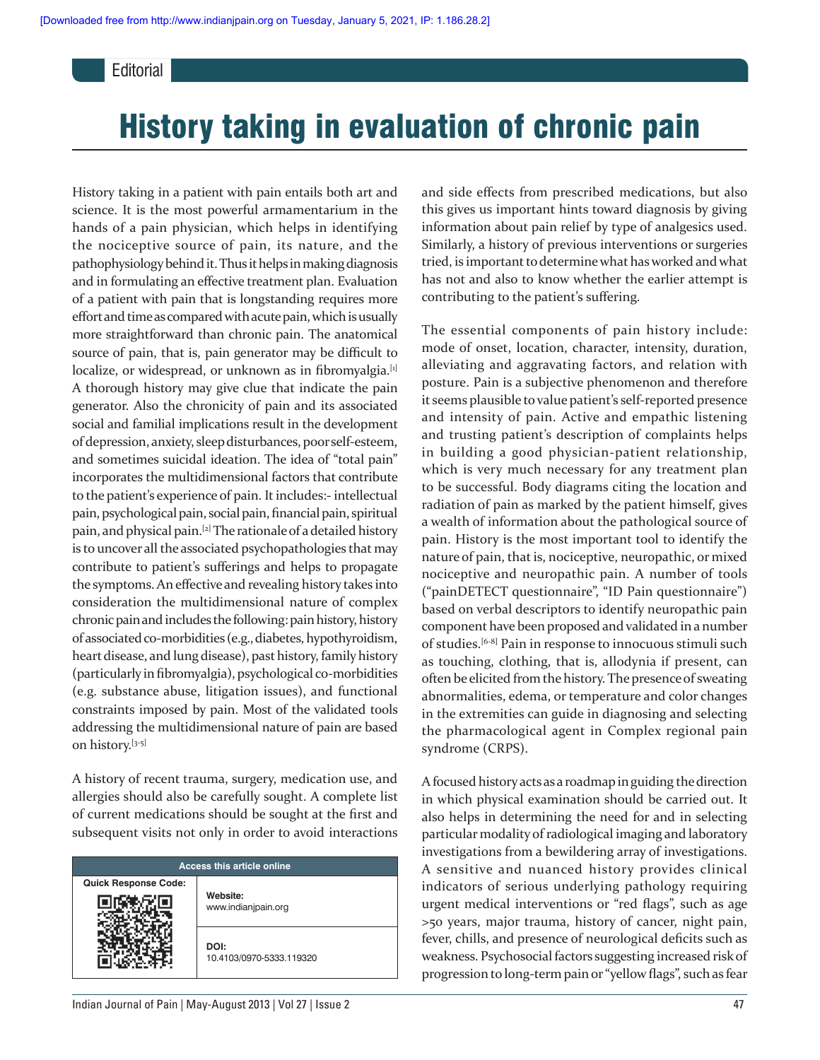Editorial

# History taking in evaluation of chronic pain

History taking in a patient with pain entails both art and science. It is the most powerful armamentarium in the hands of a pain physician, which helps in identifying the nociceptive source of pain, its nature, and the pathophysiology behind it. Thus it helps in making diagnosis and in formulating an effective treatment plan. Evaluation of a patient with pain that is longstanding requires more effort and time as compared with acute pain, which is usually more straightforward than chronic pain. The anatomical source of pain, that is, pain generator may be difficult to localize, or widespread, or unknown as in fibromyalgia.[1] A thorough history may give clue that indicate the pain generator. Also the chronicity of pain and its associated social and familial implications result in the development of depression, anxiety, sleep disturbances, poor self-esteem, and sometimes suicidal ideation. The idea of "total pain" incorporates the multidimensional factors that contribute to the patient's experience of pain. It includes:- intellectual pain, psychological pain, social pain, financial pain, spiritual pain, and physical pain.[2] The rationale of a detailed history is to uncover all the associated psychopathologies that may contribute to patient's sufferings and helps to propagate the symptoms. An effective and revealing history takes into consideration the multidimensional nature of complex chronic pain and includes the following: pain history, history of associated co-morbidities (e.g., diabetes, hypothyroidism, heart disease, and lung disease), past history, family history (particularly in fibromyalgia), psychological co-morbidities (e.g. substance abuse, litigation issues), and functional constraints imposed by pain. Most of the validated tools addressing the multidimensional nature of pain are based on history.[3-5]

A history of recent trauma, surgery, medication use, and allergies should also be carefully sought. A complete list of current medications should be sought at the first and subsequent visits not only in order to avoid interactions and side effects from prescribed medications, but also this gives us important hints toward diagnosis by giving information about pain relief by type of analgesics used. Similarly, a history of previous interventions or surgeries tried, is important to determine what has worked and what has not and also to know whether the earlier attempt is contributing to the patient's suffering.

The essential components of pain history include: mode of onset, location, character, intensity, duration, alleviating and aggravating factors, and relation with posture. Pain is a subjective phenomenon and therefore it seems plausible to value patient's self-reported presence and intensity of pain. Active and empathic listening and trusting patient's description of complaints helps in building a good physician-patient relationship, which is very much necessary for any treatment plan to be successful. Body diagrams citing the location and radiation of pain as marked by the patient himself, gives a wealth of information about the pathological source of pain. History is the most important tool to identify the nature of pain, that is, nociceptive, neuropathic, or mixed nociceptive and neuropathic pain. A number of tools ("painDETECT questionnaire", "ID Pain questionnaire") based on verbal descriptors to identify neuropathic pain component have been proposed and validated in a number of studies.[6-8] Pain in response to innocuous stimuli such as touching, clothing, that is, allodynia if present, can often be elicited from the history. The presence of sweating abnormalities, edema, or temperature and color changes in the extremities can guide in diagnosing and selecting the pharmacological agent in Complex regional pain syndrome (CRPS).

A focused history acts as a roadmap in guiding the direction in which physical examination should be carried out. It also helps in determining the need for and in selecting particular modality of radiological imaging and laboratory investigations from a bewildering array of investigations. A sensitive and nuanced history provides clinical indicators of serious underlying pathology requiring urgent medical interventions or "red flags", such as age >50 years, major trauma, history of cancer, night pain, fever, chills, and presence of neurological deficits such as weakness. Psychosocial factors suggesting increased risk of progression to long-term pain or "yellow flags", such as fear

| Access this article online | |
|---|---|
| Quick Response Code: | Website: www.indianjpain.org |
| | DOI: 10.4103/0970-5333.119320 |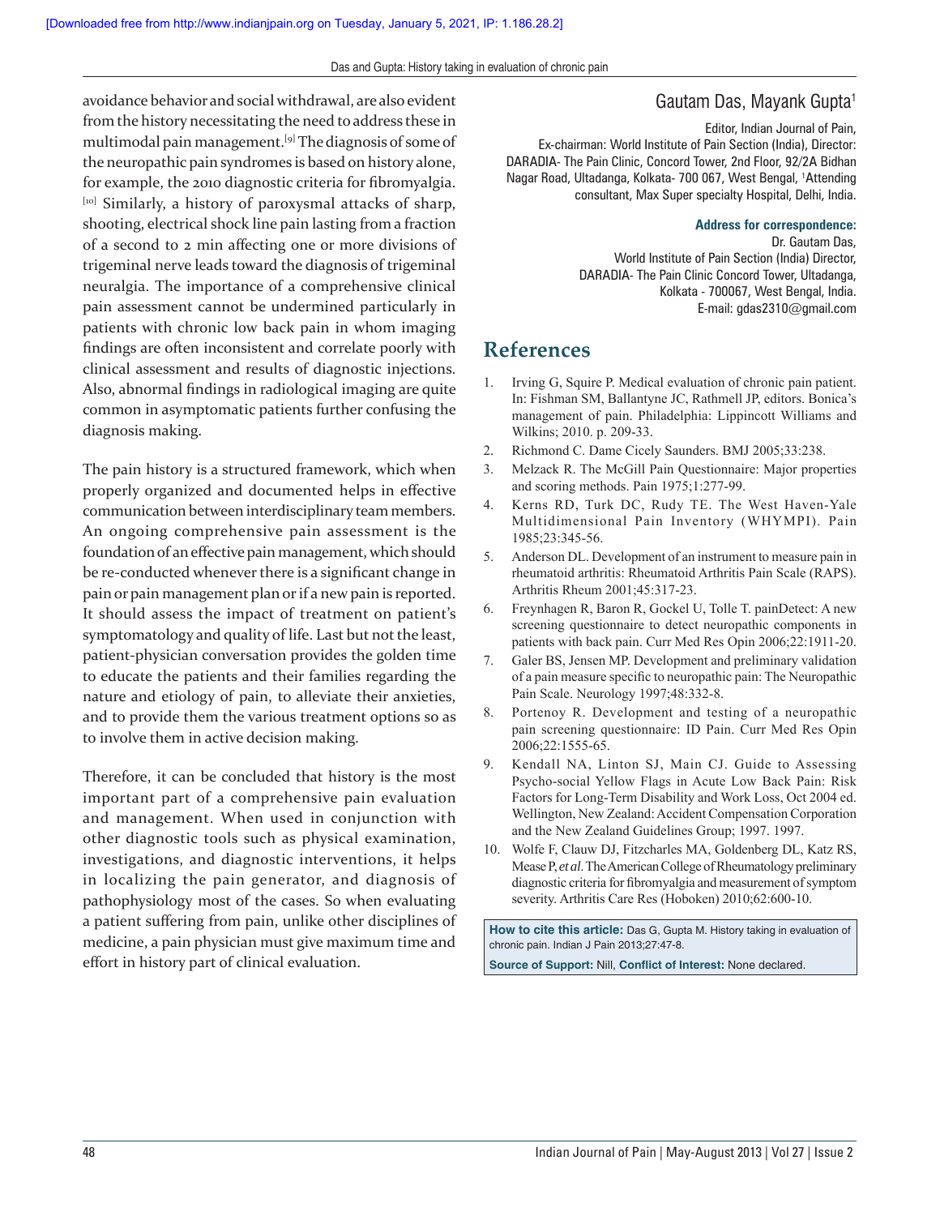avoidance behavior and social withdrawal, are also evident from the history necessitating the need to address these in multimodal pain management.[9] The diagnosis of some of the neuropathic pain syndromes is based on history alone, for example, the 2010 diagnostic criteria for fibromyalgia.[10] Similarly, a history of paroxysmal attacks of sharp, shooting, electrical shock line pain lasting from a fraction of a second to 2 min affecting one or more divisions of trigeminal nerve leads toward the diagnosis of trigeminal neuralgia. The importance of a comprehensive clinical pain assessment cannot be undermined particularly in patients with chronic low back pain in whom imaging findings are often inconsistent and correlate poorly with clinical assessment and results of diagnostic injections. Also, abnormal findings in radiological imaging are quite common in asymptomatic patients further confusing the diagnosis making.

The pain history is a structured framework, which when properly organized and documented helps in effective communication between interdisciplinary team members. An ongoing comprehensive pain assessment is the foundation of an effective pain management, which should be re-conducted whenever there is a significant change in pain or pain management plan or if a new pain is reported. It should assess the impact of treatment on patient's symptomatology and quality of life. Last but not the least, patient-physician conversation provides the golden time to educate the patients and their families regarding the nature and etiology of pain, to alleviate their anxieties, and to provide them the various treatment options so as to involve them in active decision making.

Therefore, it can be concluded that history is the most important part of a comprehensive pain evaluation and management. When used in conjunction with other diagnostic tools such as physical examination, investigations, and diagnostic interventions, it helps in localizing the pain generator, and diagnosis of pathophysiology most of the cases. So when evaluating a patient suffering from pain, unlike other disciplines of medicine, a pain physician must give maximum time and effort in history part of clinical evaluation.

Gautam Das, Mayank Gupta[1]

Editor, Indian Journal of Pain, Ex-chairman: World Institute of Pain Section (India), Director: DARADIA- The Pain Clinic, Concord Tower, 2nd Floor, 92/2A Bidhan Nagar Road, Ultadanga, Kolkata- 700 067, West Bengal, [1]Attending consultant, Max Super specialty Hospital, Delhi, India.

**Address for correspondence:**
Dr. Gautam Das,
World Institute of Pain Section (India) Director,
DARADIA- The Pain Clinic Concord Tower, Ultadanga,
Kolkata - 700067, West Bengal, India.
E-mail: gdas2310@gmail.com

## References

1. Irving G, Squire P. Medical evaluation of chronic pain patient. In: Fishman SM, Ballantyne JC, Rathmell JP, editors. Bonica's management of pain. Philadelphia: Lippincott Williams and Wilkins; 2010. p. 209-33.
2. Richmond C. Dame Cicely Saunders. BMJ 2005;33:238.
3. Melzack R. The McGill Pain Questionnaire: Major properties and scoring methods. Pain 1975;1:277-99.
4. Kerns RD, Turk DC, Rudy TE. The West Haven-Yale Multidimensional Pain Inventory (WHYMPI). Pain 1985;23:345-56.
5. Anderson DL. Development of an instrument to measure pain in rheumatoid arthritis: Rheumatoid Arthritis Pain Scale (RAPS). Arthritis Rheum 2001;45:317-23.
6. Freynhagen R, Baron R, Gockel U, Tolle T. painDetect: A new screening questionnaire to detect neuropathic components in patients with back pain. Curr Med Res Opin 2006;22:1911-20.
7. Galer BS, Jensen MP. Development and preliminary validation of a pain measure specific to neuropathic pain: The Neuropathic Pain Scale. Neurology 1997;48:332-8.
8. Portenoy R. Development and testing of a neuropathic pain screening questionnaire: ID Pain. Curr Med Res Opin 2006;22:1555-65.
9. Kendall NA, Linton SJ, Main CJ. Guide to Assessing Psycho-social Yellow Flags in Acute Low Back Pain: Risk Factors for Long-Term Disability and Work Loss, Oct 2004 ed. Wellington, New Zealand: Accident Compensation Corporation and the New Zealand Guidelines Group; 1997. 1997.
10. Wolfe F, Clauw DJ, Fitzcharles MA, Goldenberg DL, Katz RS, Mease P, *et al*. The American College of Rheumatology preliminary diagnostic criteria for fibromyalgia and measurement of symptom severity. Arthritis Care Res (Hoboken) 2010;62:600-10.

**How to cite this article:** Das G, Gupta M. History taking in evaluation of chronic pain. Indian J Pain 2013;27:47-8.

**Source of Support:** Nill, **Conflict of Interest:** None declared.